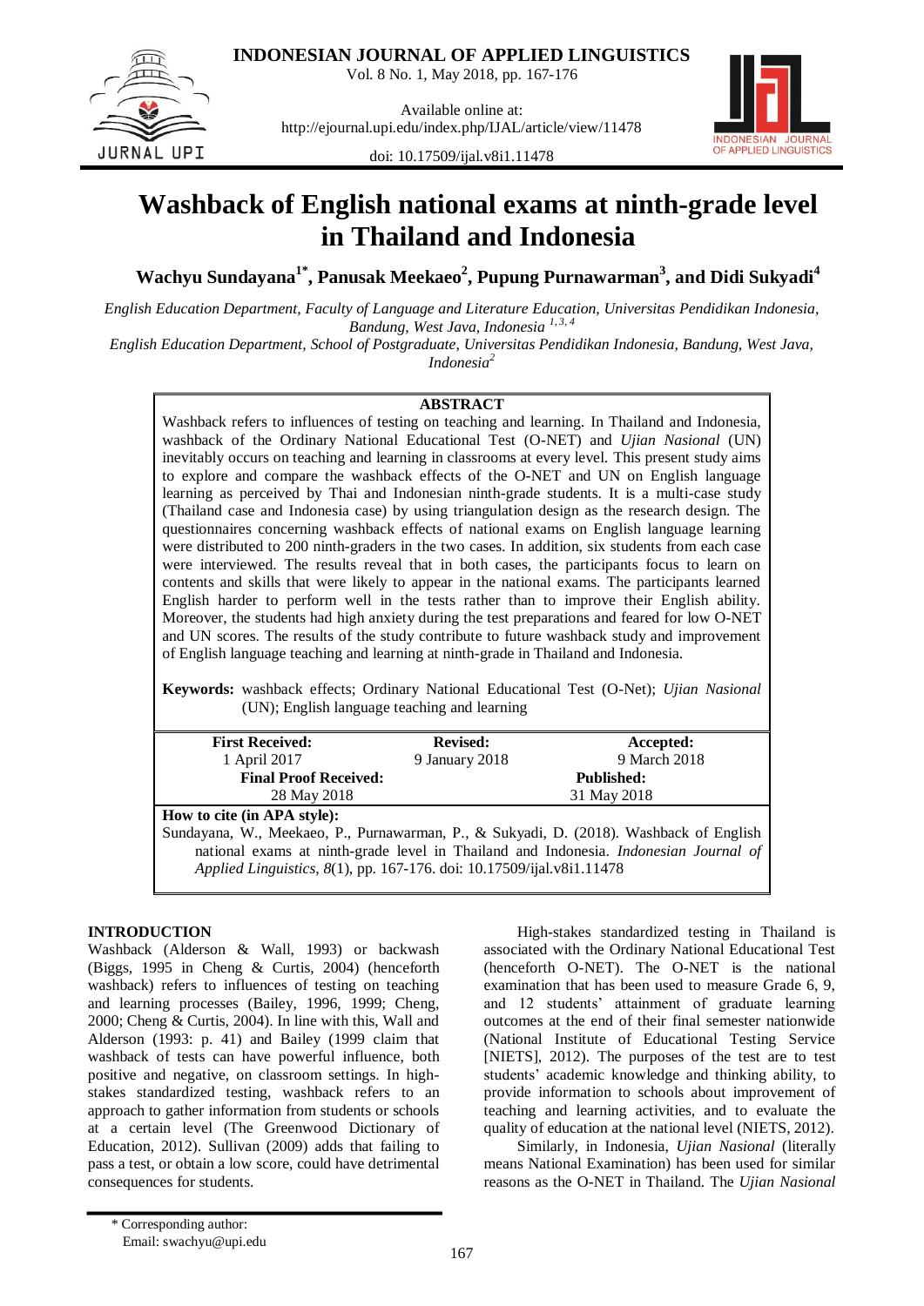# Washback of English national exams at ninth-grade level in Thailand and Indonesia

**Wachyu Sundayana[1*], Panusak Meekaeo[2], Pupung Purnawarman[3], and Didi Sukyadi[4]**

*English Education Department, Faculty of Language and Literature Education, Universitas Pendidikan Indonesia, Bandung, West Java, Indonesia [1, 3, 4]*

*English Education Department, School of Postgraduate, Universitas Pendidikan Indonesia, Bandung, West Java, Indonesia[2]*

## ABSTRACT

Washback refers to influences of testing on teaching and learning. In Thailand and Indonesia, washback of the Ordinary National Educational Test (O-NET) and *Ujian Nasional* (UN) inevitably occurs on teaching and learning in classrooms at every level. This present study aims to explore and compare the washback effects of the O-NET and UN on English language learning as perceived by Thai and Indonesian ninth-grade students. It is a multi-case study (Thailand case and Indonesia case) by using triangulation design as the research design. The questionnaires concerning washback effects of national exams on English language learning were distributed to 200 ninth-graders in the two cases. In addition, six students from each case were interviewed. The results reveal that in both cases, the participants focus to learn on contents and skills that were likely to appear in the national exams. The participants learned English harder to perform well in the tests rather than to improve their English ability. Moreover, the students had high anxiety during the test preparations and feared for low O-NET and UN scores. The results of the study contribute to future washback study and improvement of English language teaching and learning at ninth-grade in Thailand and Indonesia.

**Keywords:** washback effects; Ordinary National Educational Test (O-Net); *Ujian Nasional* (UN); English language teaching and learning

| **First Received:** 1 April 2017 | **Revised:** 9 January 2018 | **Accepted:** 9 March 2018 |
|---|---|---|
| **Final Proof Received:** 28 May 2018 | | **Published:** 31 May 2018 |

**How to cite (in APA style):**
Sundayana, W., Meekaeo, P., Purnawarman, P., & Sukyadi, D. (2018). Washback of English national exams at ninth-grade level in Thailand and Indonesia. *Indonesian Journal of Applied Linguistics, 8*(1), pp. 167-176. doi: 10.17509/ijal.v8i1.11478

## INTRODUCTION

Washback (Alderson & Wall, 1993) or backwash (Biggs, 1995 in Cheng & Curtis, 2004) (henceforth washback) refers to influences of testing on teaching and learning processes (Bailey, 1996, 1999; Cheng, 2000; Cheng & Curtis, 2004). In line with this, Wall and Alderson (1993: p. 41) and Bailey (1999 claim that washback of tests can have powerful influence, both positive and negative, on classroom settings. In high-stakes standardized testing, washback refers to an approach to gather information from students or schools at a certain level (The Greenwood Dictionary of Education, 2012). Sullivan (2009) adds that failing to pass a test, or obtain a low score, could have detrimental consequences for students.

High-stakes standardized testing in Thailand is associated with the Ordinary National Educational Test (henceforth O-NET). The O-NET is the national examination that has been used to measure Grade 6, 9, and 12 students' attainment of graduate learning outcomes at the end of their final semester nationwide (National Institute of Educational Testing Service [NIETS], 2012). The purposes of the test are to test students' academic knowledge and thinking ability, to provide information to schools about improvement of teaching and learning activities, and to evaluate the quality of education at the national level (NIETS, 2012).

Similarly, in Indonesia, *Ujian Nasional* (literally means National Examination) has been used for similar reasons as the O-NET in Thailand. The *Ujian Nasional*

* Corresponding author:
Email: swachyu@upi.edu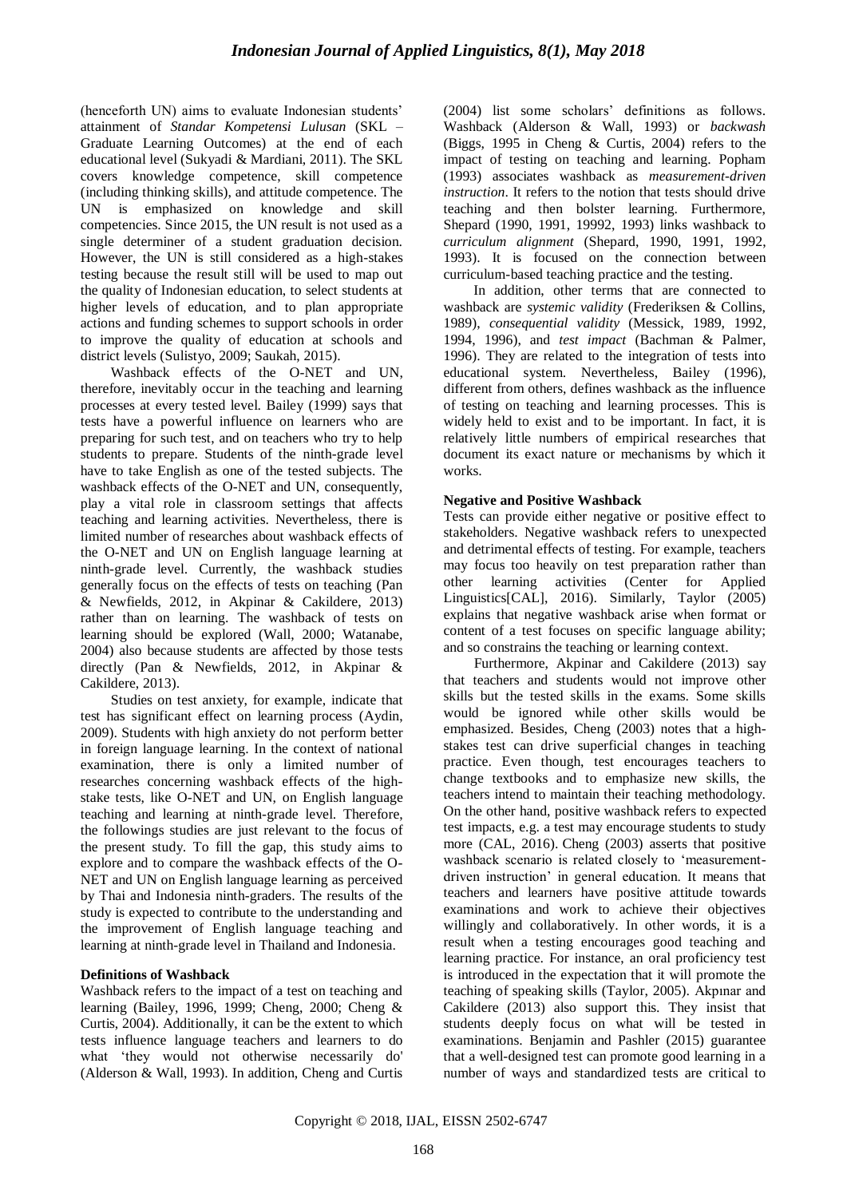(henceforth UN) aims to evaluate Indonesian students' attainment of *Standar Kompetensi Lulusan* (SKL – Graduate Learning Outcomes) at the end of each educational level (Sukyadi & Mardiani, 2011). The SKL covers knowledge competence, skill competence (including thinking skills), and attitude competence. The UN is emphasized on knowledge and skill competencies. Since 2015, the UN result is not used as a single determiner of a student graduation decision. However, the UN is still considered as a high-stakes testing because the result still will be used to map out the quality of Indonesian education, to select students at higher levels of education, and to plan appropriate actions and funding schemes to support schools in order to improve the quality of education at schools and district levels (Sulistyo, 2009; Saukah, 2015).

Washback effects of the O-NET and UN, therefore, inevitably occur in the teaching and learning processes at every tested level. Bailey (1999) says that tests have a powerful influence on learners who are preparing for such test, and on teachers who try to help students to prepare. Students of the ninth-grade level have to take English as one of the tested subjects. The washback effects of the O-NET and UN, consequently, play a vital role in classroom settings that affects teaching and learning activities. Nevertheless, there is limited number of researches about washback effects of the O-NET and UN on English language learning at ninth-grade level. Currently, the washback studies generally focus on the effects of tests on teaching (Pan & Newfields, 2012, in Akpinar & Cakildere, 2013) rather than on learning. The washback of tests on learning should be explored (Wall, 2000; Watanabe, 2004) also because students are affected by those tests directly (Pan & Newfields, 2012, in Akpinar & Cakildere, 2013).

Studies on test anxiety, for example, indicate that test has significant effect on learning process (Aydin, 2009). Students with high anxiety do not perform better in foreign language learning. In the context of national examination, there is only a limited number of researches concerning washback effects of the high-stake tests, like O-NET and UN, on English language teaching and learning at ninth-grade level. Therefore, the followings studies are just relevant to the focus of the present study. To fill the gap, this study aims to explore and to compare the washback effects of the O-NET and UN on English language learning as perceived by Thai and Indonesia ninth-graders. The results of the study is expected to contribute to the understanding and the improvement of English language teaching and learning at ninth-grade level in Thailand and Indonesia.

**Definitions of Washback**

Washback refers to the impact of a test on teaching and learning (Bailey, 1996, 1999; Cheng, 2000; Cheng & Curtis, 2004). Additionally, it can be the extent to which tests influence language teachers and learners to do what 'they would not otherwise necessarily do' (Alderson & Wall, 1993). In addition, Cheng and Curtis (2004) list some scholars' definitions as follows. Washback (Alderson & Wall, 1993) or *backwash* (Biggs, 1995 in Cheng & Curtis, 2004) refers to the impact of testing on teaching and learning. Popham (1993) associates washback as *measurement-driven instruction*. It refers to the notion that tests should drive teaching and then bolster learning. Furthermore, Shepard (1990, 1991, 19992, 1993) links washback to *curriculum alignment* (Shepard, 1990, 1991, 1992, 1993). It is focused on the connection between curriculum-based teaching practice and the testing.

In addition, other terms that are connected to washback are *systemic validity* (Frederiksen & Collins, 1989), *consequential validity* (Messick, 1989, 1992, 1994, 1996), and *test impact* (Bachman & Palmer, 1996). They are related to the integration of tests into educational system. Nevertheless, Bailey (1996), different from others, defines washback as the influence of testing on teaching and learning processes. This is widely held to exist and to be important. In fact, it is relatively little numbers of empirical researches that document its exact nature or mechanisms by which it works.

**Negative and Positive Washback**

Tests can provide either negative or positive effect to stakeholders. Negative washback refers to unexpected and detrimental effects of testing. For example, teachers may focus too heavily on test preparation rather than other learning activities (Center for Applied Linguistics[CAL], 2016). Similarly, Taylor (2005) explains that negative washback arise when format or content of a test focuses on specific language ability; and so constrains the teaching or learning context.

Furthermore, Akpinar and Cakildere (2013) say that teachers and students would not improve other skills but the tested skills in the exams. Some skills would be ignored while other skills would be emphasized. Besides, Cheng (2003) notes that a high-stakes test can drive superficial changes in teaching practice. Even though, test encourages teachers to change textbooks and to emphasize new skills, the teachers intend to maintain their teaching methodology. On the other hand, positive washback refers to expected test impacts, e.g. a test may encourage students to study more (CAL, 2016). Cheng (2003) asserts that positive washback scenario is related closely to 'measurement-driven instruction' in general education. It means that teachers and learners have positive attitude towards examinations and work to achieve their objectives willingly and collaboratively. In other words, it is a result when a testing encourages good teaching and learning practice. For instance, an oral proficiency test is introduced in the expectation that it will promote the teaching of speaking skills (Taylor, 2005). Akpınar and Cakildere (2013) also support this. They insist that students deeply focus on what will be tested in examinations. Benjamin and Pashler (2015) guarantee that a well-designed test can promote good learning in a number of ways and standardized tests are critical to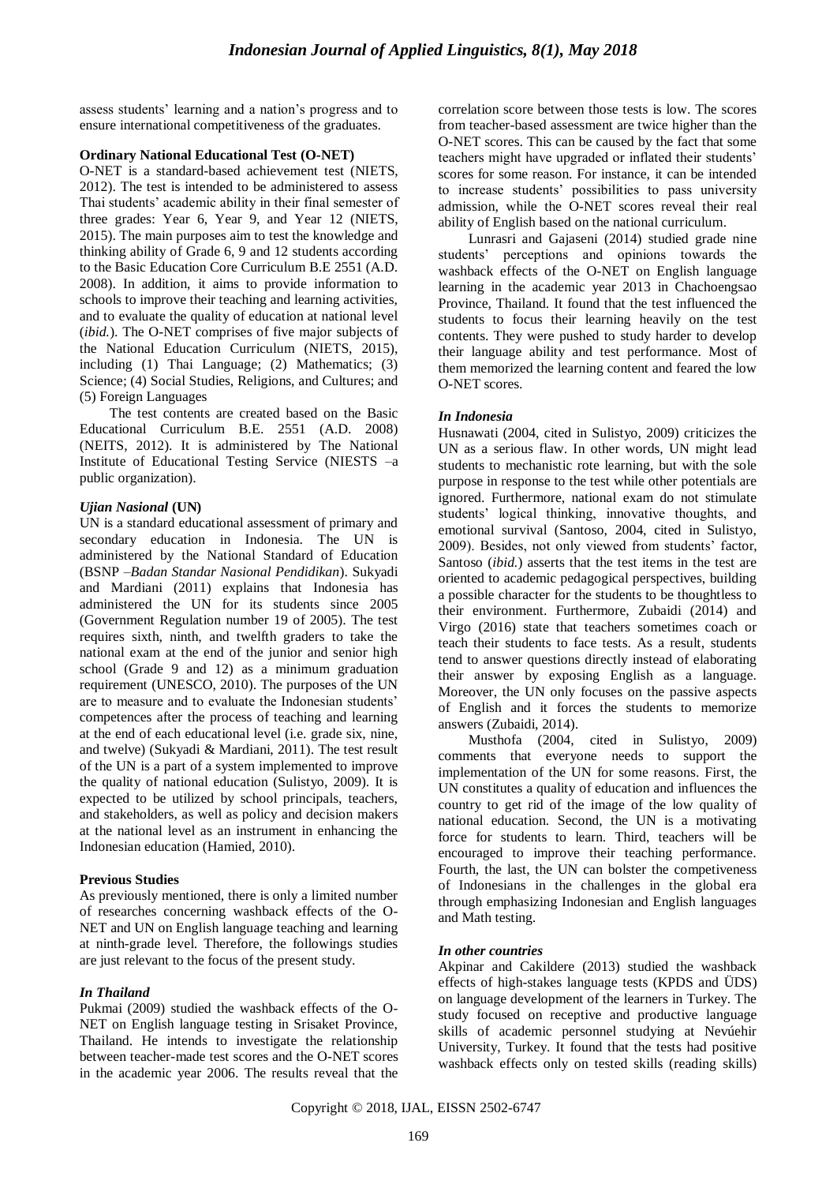assess students' learning and a nation's progress and to ensure international competitiveness of the graduates.

**Ordinary National Educational Test (O-NET)**

O-NET is a standard-based achievement test (NIETS, 2012). The test is intended to be administered to assess Thai students' academic ability in their final semester of three grades: Year 6, Year 9, and Year 12 (NIETS, 2015). The main purposes aim to test the knowledge and thinking ability of Grade 6, 9 and 12 students according to the Basic Education Core Curriculum B.E 2551 (A.D. 2008). In addition, it aims to provide information to schools to improve their teaching and learning activities, and to evaluate the quality of education at national level (*ibid.*). The O-NET comprises of five major subjects of the National Education Curriculum (NIETS, 2015), including (1) Thai Language; (2) Mathematics; (3) Science; (4) Social Studies, Religions, and Cultures; and (5) Foreign Languages

The test contents are created based on the Basic Educational Curriculum B.E. 2551 (A.D. 2008) (NEITS, 2012). It is administered by The National Institute of Educational Testing Service (NIESTS –a public organization).

***Ujian Nasional* (UN)**

UN is a standard educational assessment of primary and secondary education in Indonesia. The UN is administered by the National Standard of Education (BSNP –*Badan Standar Nasional Pendidikan*). Sukyadi and Mardiani (2011) explains that Indonesia has administered the UN for its students since 2005 (Government Regulation number 19 of 2005). The test requires sixth, ninth, and twelfth graders to take the national exam at the end of the junior and senior high school (Grade 9 and 12) as a minimum graduation requirement (UNESCO, 2010). The purposes of the UN are to measure and to evaluate the Indonesian students' competences after the process of teaching and learning at the end of each educational level (i.e. grade six, nine, and twelve) (Sukyadi & Mardiani, 2011). The test result of the UN is a part of a system implemented to improve the quality of national education (Sulistyo, 2009). It is expected to be utilized by school principals, teachers, and stakeholders, as well as policy and decision makers at the national level as an instrument in enhancing the Indonesian education (Hamied, 2010).

**Previous Studies**

As previously mentioned, there is only a limited number of researches concerning washback effects of the O-NET and UN on English language teaching and learning at ninth-grade level. Therefore, the followings studies are just relevant to the focus of the present study.

***In Thailand***

Pukmai (2009) studied the washback effects of the O-NET on English language testing in Srisaket Province, Thailand. He intends to investigate the relationship between teacher-made test scores and the O-NET scores in the academic year 2006. The results reveal that the correlation score between those tests is low. The scores from teacher-based assessment are twice higher than the O-NET scores. This can be caused by the fact that some teachers might have upgraded or inflated their students' scores for some reason. For instance, it can be intended to increase students' possibilities to pass university admission, while the O-NET scores reveal their real ability of English based on the national curriculum.

Lunrasri and Gajaseni (2014) studied grade nine students' perceptions and opinions towards the washback effects of the O-NET on English language learning in the academic year 2013 in Chachoengsao Province, Thailand. It found that the test influenced the students to focus their learning heavily on the test contents. They were pushed to study harder to develop their language ability and test performance. Most of them memorized the learning content and feared the low O-NET scores.

***In Indonesia***

Husnawati (2004, cited in Sulistyo, 2009) criticizes the UN as a serious flaw. In other words, UN might lead students to mechanistic rote learning, but with the sole purpose in response to the test while other potentials are ignored. Furthermore, national exam do not stimulate students' logical thinking, innovative thoughts, and emotional survival (Santoso, 2004, cited in Sulistyo, 2009). Besides, not only viewed from students' factor, Santoso (*ibid.*) asserts that the test items in the test are oriented to academic pedagogical perspectives, building a possible character for the students to be thoughtless to their environment. Furthermore, Zubaidi (2014) and Virgo (2016) state that teachers sometimes coach or teach their students to face tests. As a result, students tend to answer questions directly instead of elaborating their answer by exposing English as a language. Moreover, the UN only focuses on the passive aspects of English and it forces the students to memorize answers (Zubaidi, 2014).

Musthofa (2004, cited in Sulistyo, 2009) comments that everyone needs to support the implementation of the UN for some reasons. First, the UN constitutes a quality of education and influences the country to get rid of the image of the low quality of national education. Second, the UN is a motivating force for students to learn. Third, teachers will be encouraged to improve their teaching performance. Fourth, the last, the UN can bolster the competiveness of Indonesians in the challenges in the global era through emphasizing Indonesian and English languages and Math testing.

***In other countries***

Akpinar and Cakildere (2013) studied the washback effects of high-stakes language tests (KPDS and ÜDS) on language development of the learners in Turkey. The study focused on receptive and productive language skills of academic personnel studying at Nevúehir University, Turkey. It found that the tests had positive washback effects only on tested skills (reading skills)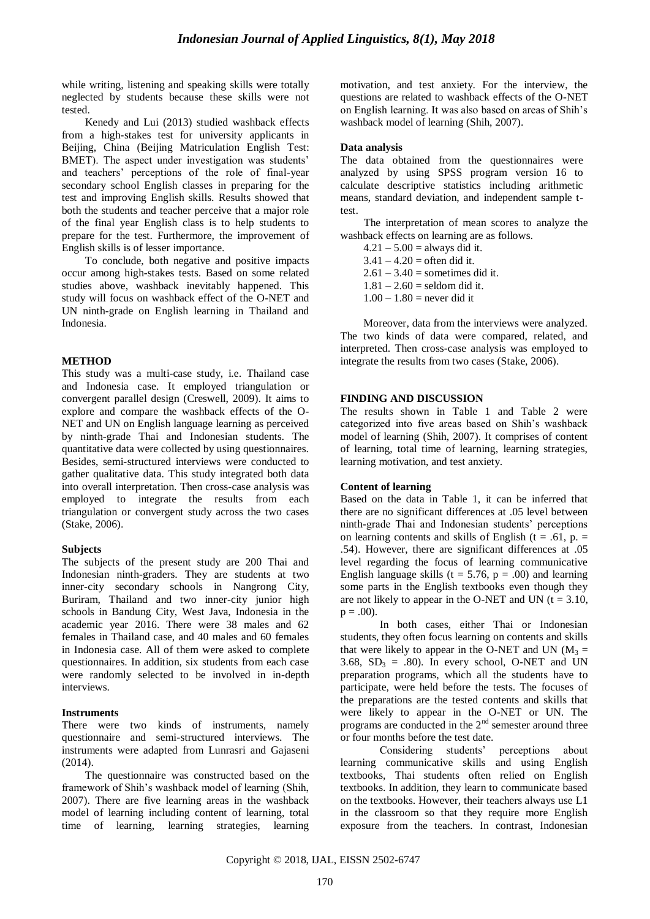while writing, listening and speaking skills were totally neglected by students because these skills were not tested.

Kenedy and Lui (2013) studied washback effects from a high-stakes test for university applicants in Beijing, China (Beijing Matriculation English Test: BMET). The aspect under investigation was students' and teachers' perceptions of the role of final-year secondary school English classes in preparing for the test and improving English skills. Results showed that both the students and teacher perceive that a major role of the final year English class is to help students to prepare for the test. Furthermore, the improvement of English skills is of lesser importance.

To conclude, both negative and positive impacts occur among high-stakes tests. Based on some related studies above, washback inevitably happened. This study will focus on washback effect of the O-NET and UN ninth-grade on English learning in Thailand and Indonesia.

## METHOD

This study was a multi-case study, i.e. Thailand case and Indonesia case. It employed triangulation or convergent parallel design (Creswell, 2009). It aims to explore and compare the washback effects of the O-NET and UN on English language learning as perceived by ninth-grade Thai and Indonesian students. The quantitative data were collected by using questionnaires. Besides, semi-structured interviews were conducted to gather qualitative data. This study integrated both data into overall interpretation. Then cross-case analysis was employed to integrate the results from each triangulation or convergent study across the two cases (Stake, 2006).

### Subjects

The subjects of the present study are 200 Thai and Indonesian ninth-graders. They are students at two inner-city secondary schools in Nangrong City, Buriram, Thailand and two inner-city junior high schools in Bandung City, West Java, Indonesia in the academic year 2016. There were 38 males and 62 females in Thailand case, and 40 males and 60 females in Indonesia case. All of them were asked to complete questionnaires. In addition, six students from each case were randomly selected to be involved in in-depth interviews.

### Instruments

There were two kinds of instruments, namely questionnaire and semi-structured interviews. The instruments were adapted from Lunrasri and Gajaseni (2014).

The questionnaire was constructed based on the framework of Shih's washback model of learning (Shih, 2007). There are five learning areas in the washback model of learning including content of learning, total time of learning, learning strategies, learning motivation, and test anxiety. For the interview, the questions are related to washback effects of the O-NET on English learning. It was also based on areas of Shih's washback model of learning (Shih, 2007).

### Data analysis

The data obtained from the questionnaires were analyzed by using SPSS program version 16 to calculate descriptive statistics including arithmetic means, standard deviation, and independent sample t-test.

The interpretation of mean scores to analyze the washback effects on learning are as follows.

4.21 – 5.00 = always did it.
3.41 – 4.20 = often did it.
2.61 – 3.40 = sometimes did it.
1.81 – 2.60 = seldom did it.
1.00 – 1.80 = never did it

Moreover, data from the interviews were analyzed. The two kinds of data were compared, related, and interpreted. Then cross-case analysis was employed to integrate the results from two cases (Stake, 2006).

## FINDING AND DISCUSSION

The results shown in Table 1 and Table 2 were categorized into five areas based on Shih's washback model of learning (Shih, 2007). It comprises of content of learning, total time of learning, learning strategies, learning motivation, and test anxiety.

### Content of learning

Based on the data in Table 1, it can be inferred that there are no significant differences at .05 level between ninth-grade Thai and Indonesian students' perceptions on learning contents and skills of English ($t = .61$, $p. = .54$). However, there are significant differences at .05 level regarding the focus of learning communicative English language skills ($t = 5.76$, $p = .00$) and learning some parts in the English textbooks even though they are not likely to appear in the O-NET and UN ($t = 3.10$, $p = .00$).

In both cases, either Thai or Indonesian students, they often focus learning on contents and skills that were likely to appear in the O-NET and UN ($M_3 = 3.68$, $SD_3 = .80$). In every school, O-NET and UN preparation programs, which all the students have to participate, were held before the tests. The focuses of the preparations are the tested contents and skills that were likely to appear in the O-NET or UN. The programs are conducted in the 2nd semester around three or four months before the test date.

Considering students' perceptions about learning communicative skills and using English textbooks, Thai students often relied on English textbooks. In addition, they learn to communicate based on the textbooks. However, their teachers always use L1 in the classroom so that they require more English exposure from the teachers. In contrast, Indonesian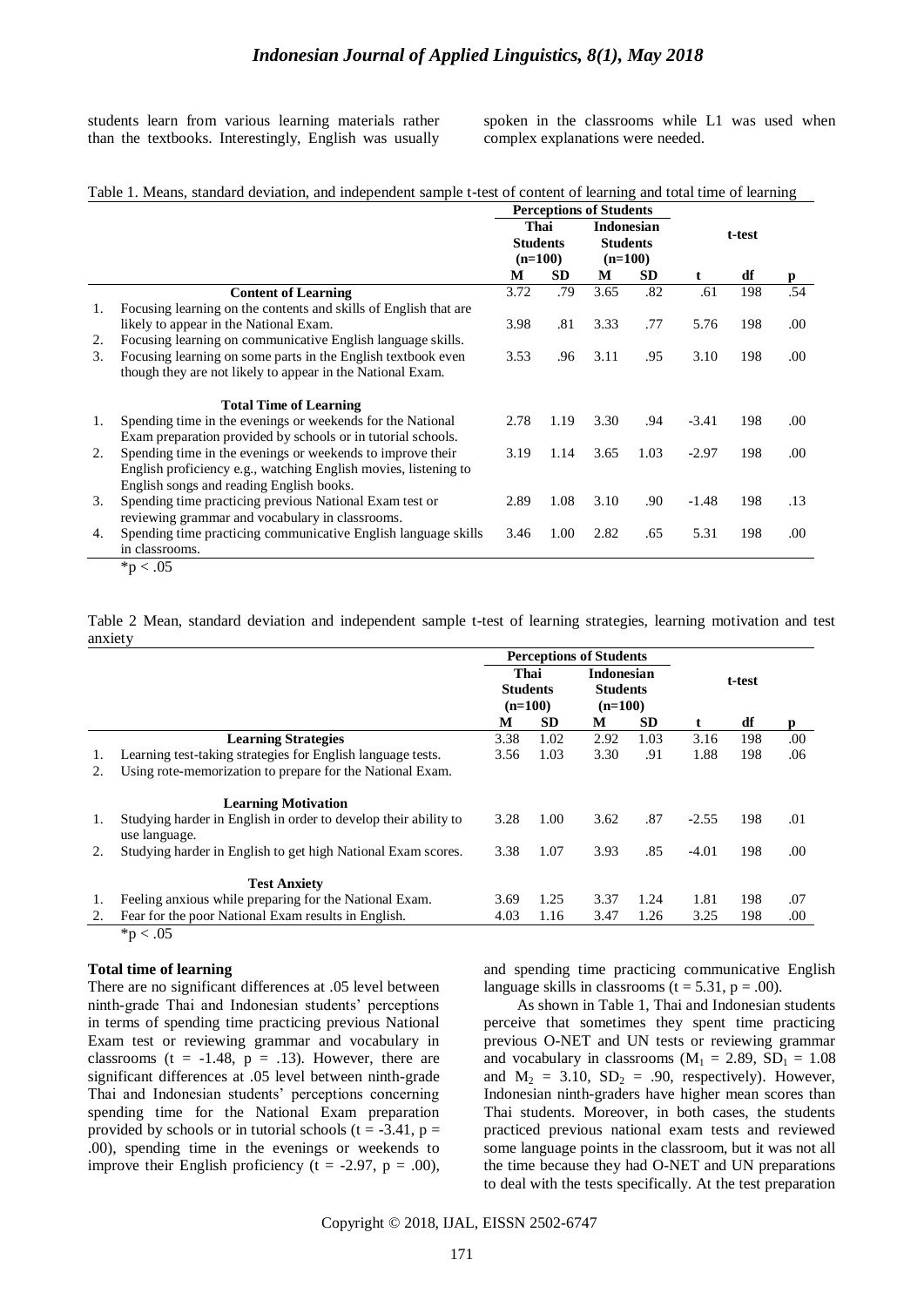students learn from various learning materials rather than the textbooks. Interestingly, English was usually spoken in the classrooms while L1 was used when complex explanations were needed.

Table 1. Means, standard deviation, and independent sample t-test of content of learning and total time of learning

| | | Perceptions of Students | | | | t-test | | |
|---|---|---|---|---|---|---|---|---|
| | | Thai Students (n=100) | | Indonesian Students (n=100) | | | | |
| | | M | SD | M | SD | t | df | p |
| | **Content of Learning** | | | | | | | |
| 1. | Focusing learning on the contents and skills of English that are likely to appear in the National Exam. | 3.72 | .79 | 3.65 | .82 | .61 | 198 | .54 |
| 2. | Focusing learning on communicative English language skills. | 3.98 | .81 | 3.33 | .77 | 5.76 | 198 | .00 |
| 3. | Focusing learning on some parts in the English textbook even though they are not likely to appear in the National Exam. | 3.53 | .96 | 3.11 | .95 | 3.10 | 198 | .00 |
| | **Total Time of Learning** | | | | | | | |
| 1. | Spending time in the evenings or weekends for the National Exam preparation provided by schools or in tutorial schools. | 2.78 | 1.19 | 3.30 | .94 | -3.41 | 198 | .00 |
| 2. | Spending time in the evenings or weekends to improve their English proficiency e.g., watching English movies, listening to English songs and reading English books. | 3.19 | 1.14 | 3.65 | 1.03 | -2.97 | 198 | .00 |
| 3. | Spending time practicing previous National Exam test or reviewing grammar and vocabulary in classrooms. | 2.89 | 1.08 | 3.10 | .90 | -1.48 | 198 | .13 |
| 4. | Spending time practicing communicative English language skills in classrooms. | 3.46 | 1.00 | 2.82 | .65 | 5.31 | 198 | .00 |

$*p < .05$

Table 2 Mean, standard deviation and independent sample t-test of learning strategies, learning motivation and test anxiety

| | | Perceptions of Students | | | | t-test | | |
|---|---|---|---|---|---|---|---|---|
| | | Thai Students (n=100) | | Indonesian Students (n=100) | | | | |
| | | M | SD | M | SD | t | df | p |
| | **Learning Strategies** | | | | | | | |
| 1. | Learning test-taking strategies for English language tests. | 3.38 | 1.02 | 2.92 | 1.03 | 3.16 | 198 | .00 |
| 2. | Using rote-memorization to prepare for the National Exam. | 3.56 | 1.03 | 3.30 | .91 | 1.88 | 198 | .06 |
| | **Learning Motivation** | | | | | | | |
| 1. | Studying harder in English in order to develop their ability to use language. | 3.28 | 1.00 | 3.62 | .87 | -2.55 | 198 | .01 |
| 2. | Studying harder in English to get high National Exam scores. | 3.38 | 1.07 | 3.93 | .85 | -4.01 | 198 | .00 |
| | **Test Anxiety** | | | | | | | |
| 1. | Feeling anxious while preparing for the National Exam. | 3.69 | 1.25 | 3.37 | 1.24 | 1.81 | 198 | .07 |
| 2. | Fear for the poor National Exam results in English. | 4.03 | 1.16 | 3.47 | 1.26 | 3.25 | 198 | .00 |

$*p < .05$

**Total time of learning**

There are no significant differences at .05 level between ninth-grade Thai and Indonesian students' perceptions in terms of spending time practicing previous National Exam test or reviewing grammar and vocabulary in classrooms ($t = -1.48$, $p = .13$). However, there are significant differences at .05 level between ninth-grade Thai and Indonesian students' perceptions concerning spending time for the National Exam preparation provided by schools or in tutorial schools ($t = -3.41$, $p = .00$), spending time in the evenings or weekends to improve their English proficiency ($t = -2.97$, $p = .00$), and spending time practicing communicative English language skills in classrooms ($t = 5.31$, $p = .00$).

As shown in Table 1, Thai and Indonesian students perceive that sometimes they spent time practicing previous O-NET and UN tests or reviewing grammar and vocabulary in classrooms ($M_1 = 2.89$, $SD_1 = 1.08$ and $M_2 = 3.10$, $SD_2 = .90$, respectively). However, Indonesian ninth-graders have higher mean scores than Thai students. Moreover, in both cases, the students practiced previous national exam tests and reviewed some language points in the classroom, but it was not all the time because they had O-NET and UN preparations to deal with the tests specifically. At the test preparation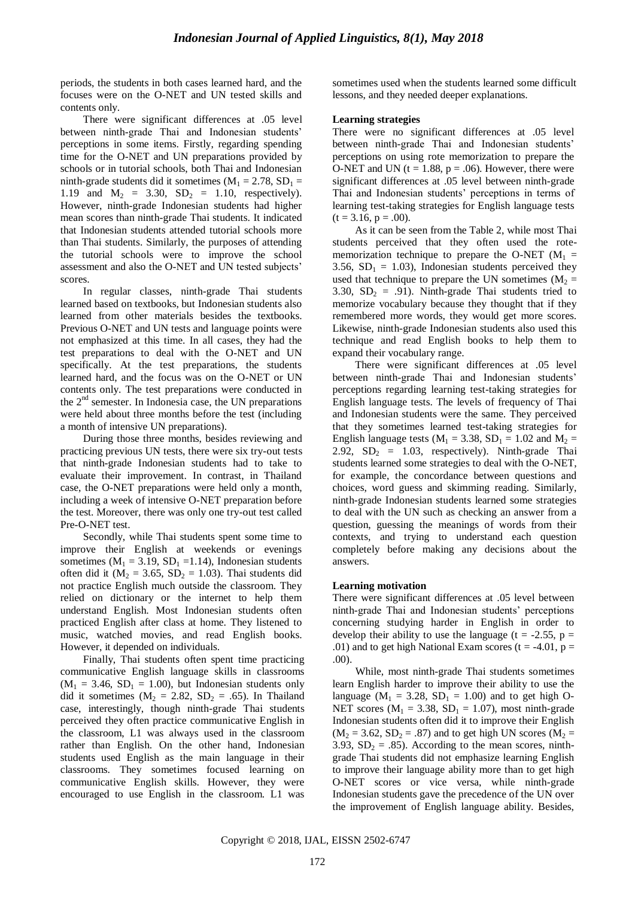periods, the students in both cases learned hard, and the focuses were on the O-NET and UN tested skills and contents only.

There were significant differences at .05 level between ninth-grade Thai and Indonesian students' perceptions in some items. Firstly, regarding spending time for the O-NET and UN preparations provided by schools or in tutorial schools, both Thai and Indonesian ninth-grade students did it sometimes ($M_1$ = 2.78, $SD_1$ = 1.19 and $M_2$ = 3.30, $SD_2$ = 1.10, respectively). However, ninth-grade Indonesian students had higher mean scores than ninth-grade Thai students. It indicated that Indonesian students attended tutorial schools more than Thai students. Similarly, the purposes of attending the tutorial schools were to improve the school assessment and also the O-NET and UN tested subjects' scores.

In regular classes, ninth-grade Thai students learned based on textbooks, but Indonesian students also learned from other materials besides the textbooks. Previous O-NET and UN tests and language points were not emphasized at this time. In all cases, they had the test preparations to deal with the O-NET and UN specifically. At the test preparations, the students learned hard, and the focus was on the O-NET or UN contents only. The test preparations were conducted in the $2^{nd}$ semester. In Indonesia case, the UN preparations were held about three months before the test (including a month of intensive UN preparations).

During those three months, besides reviewing and practicing previous UN tests, there were six try-out tests that ninth-grade Indonesian students had to take to evaluate their improvement. In contrast, in Thailand case, the O-NET preparations were held only a month, including a week of intensive O-NET preparation before the test. Moreover, there was only one try-out test called Pre-O-NET test.

Secondly, while Thai students spent some time to improve their English at weekends or evenings sometimes ($M_1$ = 3.19, $SD_1$ =1.14), Indonesian students often did it ($M_2$ = 3.65, $SD_2$ = 1.03). Thai students did not practice English much outside the classroom. They relied on dictionary or the internet to help them understand English. Most Indonesian students often practiced English after class at home. They listened to music, watched movies, and read English books. However, it depended on individuals.

Finally, Thai students often spent time practicing communicative English language skills in classrooms ($M_1$ = 3.46, $SD_1$ = 1.00), but Indonesian students only did it sometimes ($M_2$ = 2.82, $SD_2$ = .65). In Thailand case, interestingly, though ninth-grade Thai students perceived they often practice communicative English in the classroom, L1 was always used in the classroom rather than English. On the other hand, Indonesian students used English as the main language in their classrooms. They sometimes focused learning on communicative English skills. However, they were encouraged to use English in the classroom. L1 was sometimes used when the students learned some difficult lessons, and they needed deeper explanations.

**Learning strategies**

There were no significant differences at .05 level between ninth-grade Thai and Indonesian students' perceptions on using rote memorization to prepare the O-NET and UN ($t$ = 1.88, $p$ = .06). However, there were significant differences at .05 level between ninth-grade Thai and Indonesian students' perceptions in terms of learning test-taking strategies for English language tests ($t$ = 3.16, $p$ = .00).

As it can be seen from the Table 2, while most Thai students perceived that they often used the rote-memorization technique to prepare the O-NET ($M_1$ = 3.56, $SD_1$ = 1.03), Indonesian students perceived they used that technique to prepare the UN sometimes ($M_2$ = 3.30, $SD_2$ = .91). Ninth-grade Thai students tried to memorize vocabulary because they thought that if they remembered more words, they would get more scores. Likewise, ninth-grade Indonesian students also used this technique and read English books to help them to expand their vocabulary range.

There were significant differences at .05 level between ninth-grade Thai and Indonesian students' perceptions regarding learning test-taking strategies for English language tests. The levels of frequency of Thai and Indonesian students were the same. They perceived that they sometimes learned test-taking strategies for English language tests ($M_1$ = 3.38, $SD_1$ = 1.02 and $M_2$ = 2.92, $SD_2$ = 1.03, respectively). Ninth-grade Thai students learned some strategies to deal with the O-NET, for example, the concordance between questions and choices, word guess and skimming reading. Similarly, ninth-grade Indonesian students learned some strategies to deal with the UN such as checking an answer from a question, guessing the meanings of words from their contexts, and trying to understand each question completely before making any decisions about the answers.

**Learning motivation**

There were significant differences at .05 level between ninth-grade Thai and Indonesian students' perceptions concerning studying harder in English in order to develop their ability to use the language ($t$ = -2.55, $p$ = .01) and to get high National Exam scores ($t$ = -4.01, $p$ = .00).

While, most ninth-grade Thai students sometimes learn English harder to improve their ability to use the language ($M_1$ = 3.28, $SD_1$ = 1.00) and to get high O-NET scores ($M_1$ = 3.38, $SD_1$ = 1.07), most ninth-grade Indonesian students often did it to improve their English ($M_2$ = 3.62, $SD_2$ = .87) and to get high UN scores ($M_2$ = 3.93, $SD_2$ = .85). According to the mean scores, ninth-grade Thai students did not emphasize learning English to improve their language ability more than to get high O-NET scores or vice versa, while ninth-grade Indonesian students gave the precedence of the UN over the improvement of English language ability. Besides,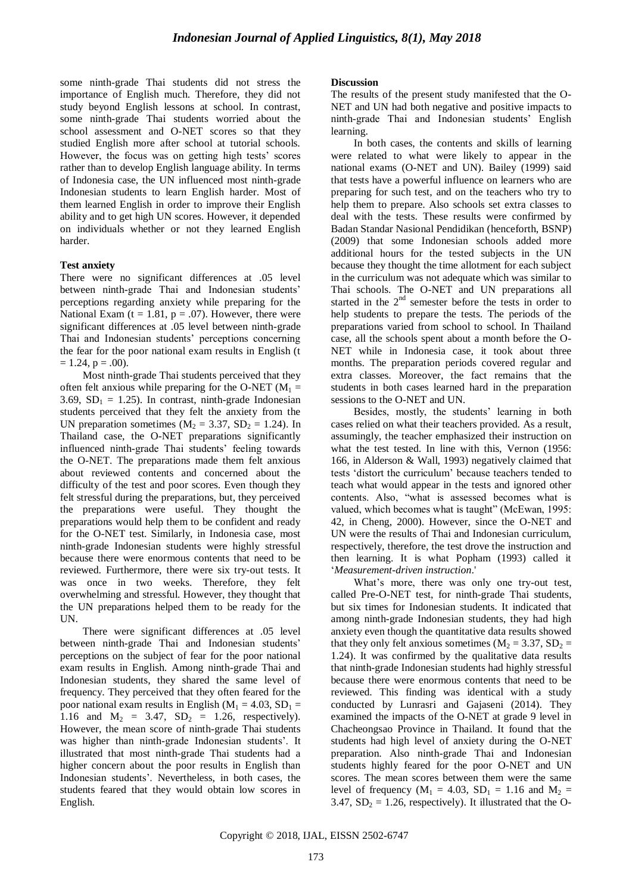some ninth-grade Thai students did not stress the importance of English much. Therefore, they did not study beyond English lessons at school. In contrast, some ninth-grade Thai students worried about the school assessment and O-NET scores so that they studied English more after school at tutorial schools. However, the focus was on getting high tests' scores rather than to develop English language ability. In terms of Indonesia case, the UN influenced most ninth-grade Indonesian students to learn English harder. Most of them learned English in order to improve their English ability and to get high UN scores. However, it depended on individuals whether or not they learned English harder.

**Test anxiety**

There were no significant differences at .05 level between ninth-grade Thai and Indonesian students' perceptions regarding anxiety while preparing for the National Exam ($t = 1.81$, $p = .07$). However, there were significant differences at .05 level between ninth-grade Thai and Indonesian students' perceptions concerning the fear for the poor national exam results in English ($t = 1.24$, $p = .00$).

Most ninth-grade Thai students perceived that they often felt anxious while preparing for the O-NET ($M_1 = 3.69$, $SD_1 = 1.25$). In contrast, ninth-grade Indonesian students perceived that they felt the anxiety from the UN preparation sometimes ($M_2 = 3.37$, $SD_2 = 1.24$). In Thailand case, the O-NET preparations significantly influenced ninth-grade Thai students' feeling towards the O-NET. The preparations made them felt anxious about reviewed contents and concerned about the difficulty of the test and poor scores. Even though they felt stressful during the preparations, but, they perceived the preparations were useful. They thought the preparations would help them to be confident and ready for the O-NET test. Similarly, in Indonesia case, most ninth-grade Indonesian students were highly stressful because there were enormous contents that need to be reviewed. Furthermore, there were six try-out tests. It was once in two weeks. Therefore, they felt overwhelming and stressful. However, they thought that the UN preparations helped them to be ready for the UN.

There were significant differences at .05 level between ninth-grade Thai and Indonesian students' perceptions on the subject of fear for the poor national exam results in English. Among ninth-grade Thai and Indonesian students, they shared the same level of frequency. They perceived that they often feared for the poor national exam results in English ($M_1 = 4.03$, $SD_1 = 1.16$ and $M_2 = 3.47$, $SD_2 = 1.26$, respectively). However, the mean score of ninth-grade Thai students was higher than ninth-grade Indonesian students'. It illustrated that most ninth-grade Thai students had a higher concern about the poor results in English than Indonesian students'. Nevertheless, in both cases, the students feared that they would obtain low scores in English.

**Discussion**

The results of the present study manifested that the O-NET and UN had both negative and positive impacts to ninth-grade Thai and Indonesian students' English learning.

In both cases, the contents and skills of learning were related to what were likely to appear in the national exams (O-NET and UN). Bailey (1999) said that tests have a powerful influence on learners who are preparing for such test, and on the teachers who try to help them to prepare. Also schools set extra classes to deal with the tests. These results were confirmed by Badan Standar Nasional Pendidikan (henceforth, BSNP) (2009) that some Indonesian schools added more additional hours for the tested subjects in the UN because they thought the time allotment for each subject in the curriculum was not adequate which was similar to Thai schools. The O-NET and UN preparations all started in the 2[nd] semester before the tests in order to help students to prepare the tests. The periods of the preparations varied from school to school. In Thailand case, all the schools spent about a month before the O-NET while in Indonesia case, it took about three months. The preparation periods covered regular and extra classes. Moreover, the fact remains that the students in both cases learned hard in the preparation sessions to the O-NET and UN.

Besides, mostly, the students' learning in both cases relied on what their teachers provided. As a result, assumingly, the teacher emphasized their instruction on what the test tested. In line with this, Vernon (1956: 166, in Alderson & Wall, 1993) negatively claimed that tests 'distort the curriculum' because teachers tended to teach what would appear in the tests and ignored other contents. Also, "what is assessed becomes what is valued, which becomes what is taught" (McEwan, 1995: 42, in Cheng, 2000). However, since the O-NET and UN were the results of Thai and Indonesian curriculum, respectively, therefore, the test drove the instruction and then learning. It is what Popham (1993) called it '*Measurement-driven instruction*.'

What's more, there was only one try-out test, called Pre-O-NET test, for ninth-grade Thai students, but six times for Indonesian students. It indicated that among ninth-grade Indonesian students, they had high anxiety even though the quantitative data results showed that they only felt anxious sometimes ($M_2 = 3.37$, $SD_2 = 1.24$). It was confirmed by the qualitative data results that ninth-grade Indonesian students had highly stressful because there were enormous contents that need to be reviewed. This finding was identical with a study conducted by Lunrasri and Gajaseni (2014). They examined the impacts of the O-NET at grade 9 level in Chacheongsao Province in Thailand. It found that the students had high level of anxiety during the O-NET preparation. Also ninth-grade Thai and Indonesian students highly feared for the poor O-NET and UN scores. The mean scores between them were the same level of frequency ($M_1 = 4.03$, $SD_1 = 1.16$ and $M_2 = 3.47$, $SD_2 = 1.26$, respectively). It illustrated that the O-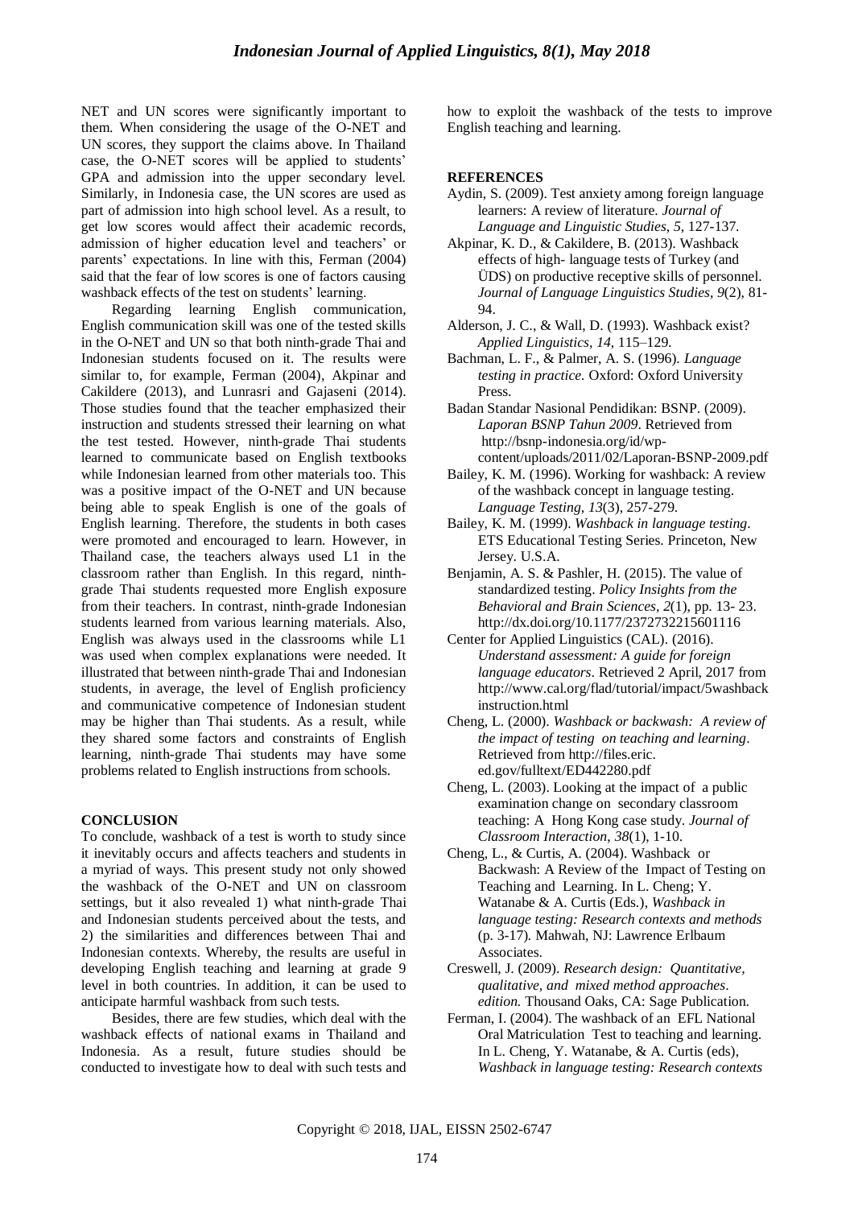NET and UN scores were significantly important to them. When considering the usage of the O-NET and UN scores, they support the claims above. In Thailand case, the O-NET scores will be applied to students' GPA and admission into the upper secondary level. Similarly, in Indonesia case, the UN scores are used as part of admission into high school level. As a result, to get low scores would affect their academic records, admission of higher education level and teachers' or parents' expectations. In line with this, Ferman (2004) said that the fear of low scores is one of factors causing washback effects of the test on students' learning.

Regarding learning English communication, English communication skill was one of the tested skills in the O-NET and UN so that both ninth-grade Thai and Indonesian students focused on it. The results were similar to, for example, Ferman (2004), Akpinar and Cakildere (2013), and Lunrasri and Gajaseni (2014). Those studies found that the teacher emphasized their instruction and students stressed their learning on what the test tested. However, ninth-grade Thai students learned to communicate based on English textbooks while Indonesian learned from other materials too. This was a positive impact of the O-NET and UN because being able to speak English is one of the goals of English learning. Therefore, the students in both cases were promoted and encouraged to learn. However, in Thailand case, the teachers always used L1 in the classroom rather than English. In this regard, ninth-grade Thai students requested more English exposure from their teachers. In contrast, ninth-grade Indonesian students learned from various learning materials. Also, English was always used in the classrooms while L1 was used when complex explanations were needed. It illustrated that between ninth-grade Thai and Indonesian students, in average, the level of English proficiency and communicative competence of Indonesian student may be higher than Thai students. As a result, while they shared some factors and constraints of English learning, ninth-grade Thai students may have some problems related to English instructions from schools.

## CONCLUSION

To conclude, washback of a test is worth to study since it inevitably occurs and affects teachers and students in a myriad of ways. This present study not only showed the washback of the O-NET and UN on classroom settings, but it also revealed 1) what ninth-grade Thai and Indonesian students perceived about the tests, and 2) the similarities and differences between Thai and Indonesian contexts. Whereby, the results are useful in developing English teaching and learning at grade 9 level in both countries. In addition, it can be used to anticipate harmful washback from such tests.

Besides, there are few studies, which deal with the washback effects of national exams in Thailand and Indonesia. As a result, future studies should be conducted to investigate how to deal with such tests and how to exploit the washback of the tests to improve English teaching and learning.

## REFERENCES

Aydin, S. (2009). Test anxiety among foreign language learners: A review of literature. *Journal of Language and Linguistic Studies*, *5*, 127-137.

Akpinar, K. D., & Cakildere, B. (2013). Washback effects of high- language tests of Turkey (and ÜDS) on productive receptive skills of personnel. *Journal of Language Linguistics Studies*, *9*(2), 81-94.

Alderson, J. C., & Wall, D. (1993). Washback exist? *Applied Linguistics*, *14*, 115–129.

Bachman, L. F., & Palmer, A. S. (1996). *Language testing in practice.* Oxford: Oxford University Press.

Badan Standar Nasional Pendidikan: BSNP. (2009). *Laporan BSNP Tahun 2009*. Retrieved from http://bsnp-indonesia.org/id/wp-content/uploads/2011/02/Laporan-BSNP-2009.pdf

Bailey, K. M. (1996). Working for washback: A review of the washback concept in language testing. *Language Testing*, *13*(3), 257-279.

Bailey, K. M. (1999). *Washback in language testing*. ETS Educational Testing Series. Princeton, New Jersey. U.S.A.

Benjamin, A. S. & Pashler, H. (2015). The value of standardized testing. *Policy Insights from the Behavioral and Brain Sciences*, *2*(1), pp. 13- 23. http://dx.doi.org/10.1177/2372732215601116

Center for Applied Linguistics (CAL). (2016). *Understand assessment: A guide for foreign language educators*. Retrieved 2 April, 2017 from http://www.cal.org/flad/tutorial/impact/5washbackinstruction.html

Cheng, L. (2000). *Washback or backwash: A review of the impact of testing on teaching and learning*. Retrieved from http://files.eric.ed.gov/fulltext/ED442280.pdf

Cheng, L. (2003). Looking at the impact of a public examination change on secondary classroom teaching: A Hong Kong case study. *Journal of Classroom Interaction*, *38*(1), 1-10.

Cheng, L., & Curtis, A. (2004). Washback or Backwash: A Review of the Impact of Testing on Teaching and Learning. In L. Cheng; Y. Watanabe & A. Curtis (Eds.), *Washback in language testing: Research contexts and methods* (p. 3-17). Mahwah, NJ: Lawrence Erlbaum Associates.

Creswell, J. (2009). *Research design: Quantitative, qualitative, and mixed method approaches. edition.* Thousand Oaks, CA: Sage Publication.

Ferman, I. (2004). The washback of an EFL National Oral Matriculation Test to teaching and learning. In L. Cheng, Y. Watanabe, & A. Curtis (eds), *Washback in language testing: Research contexts*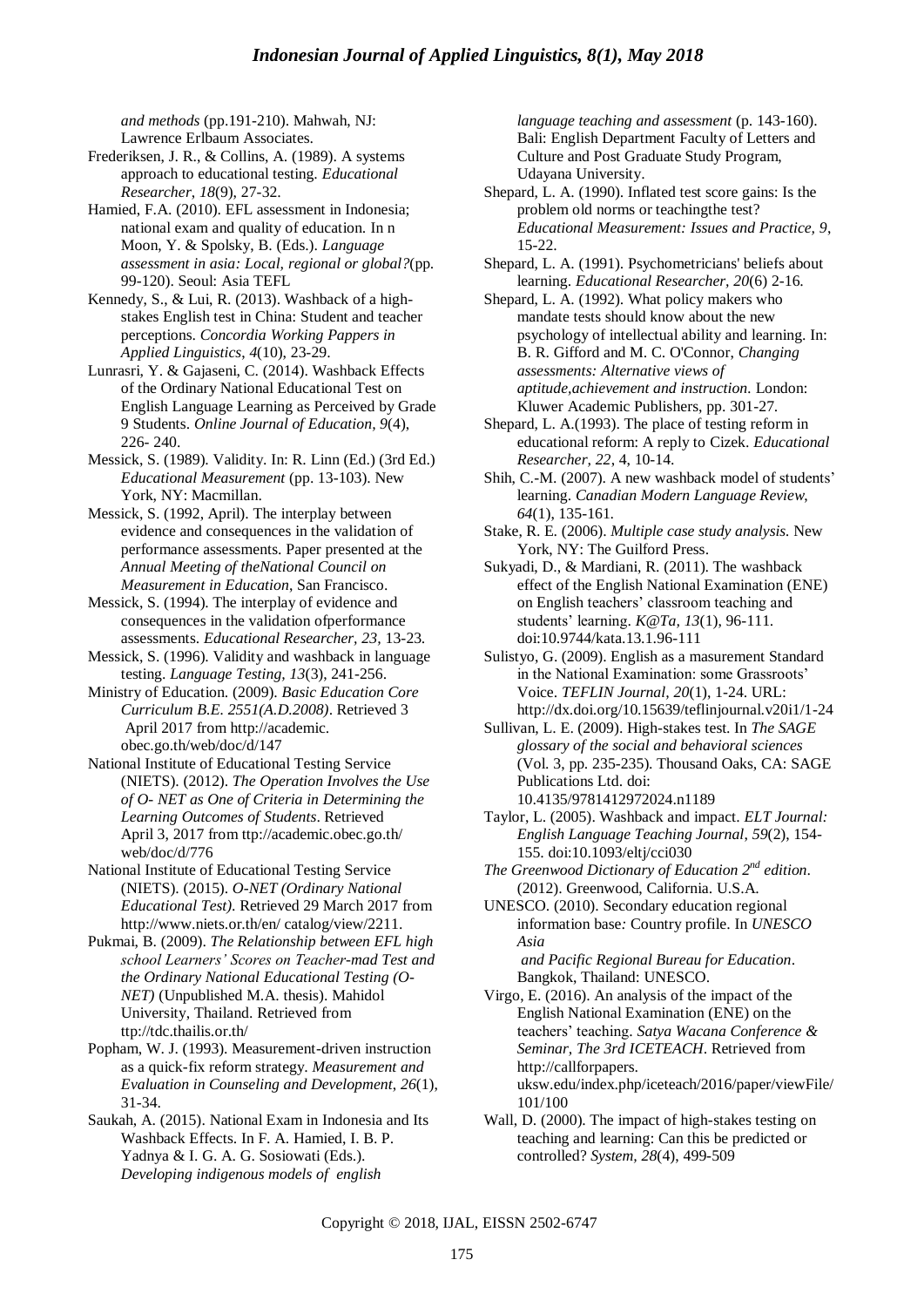*and methods* (pp.191-210). Mahwah, NJ: Lawrence Erlbaum Associates.

Frederiksen, J. R., & Collins, A. (1989). A systems approach to educational testing. *Educational Researcher, 18*(9), 27-32.

Hamied, F.A. (2010). EFL assessment in Indonesia; national exam and quality of education. In n Moon, Y. & Spolsky, B. (Eds.). *Language assessment in asia: Local, regional or global?*(pp. 99-120). Seoul: Asia TEFL

Kennedy, S., & Lui, R. (2013). Washback of a high-stakes English test in China: Student and teacher perceptions. *Concordia Working Pappers in Applied Linguistics*, *4*(10), 23-29.

Lunrasri, Y. & Gajaseni, C. (2014). Washback Effects of the Ordinary National Educational Test on English Language Learning as Perceived by Grade 9 Students. *Online Journal of Education, 9*(4), 226- 240.

Messick, S. (1989). Validity. In: R. Linn (Ed.) (3rd Ed.) *Educational Measurement* (pp. 13-103). New York, NY: Macmillan.

Messick, S. (1992, April). The interplay between evidence and consequences in the validation of performance assessments. Paper presented at the *Annual Meeting of theNational Council on Measurement in Education*, San Francisco.

Messick, S. (1994). The interplay of evidence and consequences in the validation ofperformance assessments. *Educational Researcher, 23*, 13-23.

Messick, S. (1996). Validity and washback in language testing. *Language Testing, 13*(3), 241-256.

Ministry of Education. (2009). *Basic Education Core Curriculum B.E. 2551(A.D.2008)*. Retrieved 3 April 2017 from http://academic. obec.go.th/web/doc/d/147

National Institute of Educational Testing Service (NIETS). (2012). *The Operation Involves the Use of O- NET as One of Criteria in Determining the Learning Outcomes of Students*. Retrieved April 3, 2017 from ttp://academic.obec.go.th/ web/doc/d/776

National Institute of Educational Testing Service (NIETS). (2015). *O-NET (Ordinary National Educational Test)*. Retrieved 29 March 2017 from http://www.niets.or.th/en/ catalog/view/2211.

Pukmai, B. (2009). *The Relationship between EFL high school Learners' Scores on Teacher-mad Test and the Ordinary National Educational Testing (O-NET)* (Unpublished M.A. thesis). Mahidol University, Thailand. Retrieved from ttp://tdc.thailis.or.th/

Popham, W. J. (1993). Measurement-driven instruction as a quick-fix reform strategy. *Measurement and Evaluation in Counseling and Development, 26*(1), 31-34.

Saukah, A. (2015). National Exam in Indonesia and Its Washback Effects. In F. A. Hamied, I. B. P. Yadnya & I. G. A. G. Sosiowati (Eds.). *Developing indigenous models of english language teaching and assessment* (p. 143-160). Bali: English Department Faculty of Letters and Culture and Post Graduate Study Program, Udayana University.

Shepard, L. A. (1990). Inflated test score gains: Is the problem old norms or teachingthe test? *Educational Measurement: Issues and Practice, 9*, 15-22.

Shepard, L. A. (1991). Psychometricians' beliefs about learning. *Educational Researcher, 20*(6) 2-16.

Shepard, L. A. (1992). What policy makers who mandate tests should know about the new psychology of intellectual ability and learning. In: B. R. Gifford and M. C. O'Connor, *Changing assessments: Alternative views of aptitude,achievement and instruction.* London: Kluwer Academic Publishers, pp. 301-27.

Shepard, L. A.(1993). The place of testing reform in educational reform: A reply to Cizek. *Educational Researcher, 22*, 4, 10-14.

Shih, C.-M. (2007). A new washback model of students' learning. *Canadian Modern Language Review, 64*(1), 135-161.

Stake, R. E. (2006). *Multiple case study analysis.* New York, NY: The Guilford Press.

Sukyadi, D., & Mardiani, R. (2011). The washback effect of the English National Examination (ENE) on English teachers' classroom teaching and students' learning. *K@Ta, 13*(1), 96-111. doi:10.9744/kata.13.1.96-111

Sulistyo, G. (2009). English as a masurement Standard in the National Examination: some Grassroots' Voice. *TEFLIN Journal, 20*(1), 1-24. URL: http://dx.doi.org/10.15639/teflinjournal.v20i1/1-24

Sullivan, L. E. (2009). High-stakes test. In *The SAGE glossary of the social and behavioral sciences* (Vol. 3, pp. 235-235). Thousand Oaks, CA: SAGE Publications Ltd. doi: 10.4135/9781412972024.n1189

Taylor, L. (2005). Washback and impact. *ELT Journal: English Language Teaching Journal, 59*(2), 154-155. doi:10.1093/eltj/cci030

*The Greenwood Dictionary of Education 2nd edition.* (2012). Greenwood, California. U.S.A.

UNESCO. (2010). Secondary education regional information base: Country profile. In *UNESCO Asia and Pacific Regional Bureau for Education*. Bangkok, Thailand: UNESCO.

Virgo, E. (2016). An analysis of the impact of the English National Examination (ENE) on the teachers' teaching. *Satya Wacana Conference & Seminar, The 3rd ICETEACH*. Retrieved from http://callforpapers. uksw.edu/index.php/iceteach/2016/paper/viewFile/101/100

Wall, D. (2000). The impact of high-stakes testing on teaching and learning: Can this be predicted or controlled? *System, 28*(4), 499-509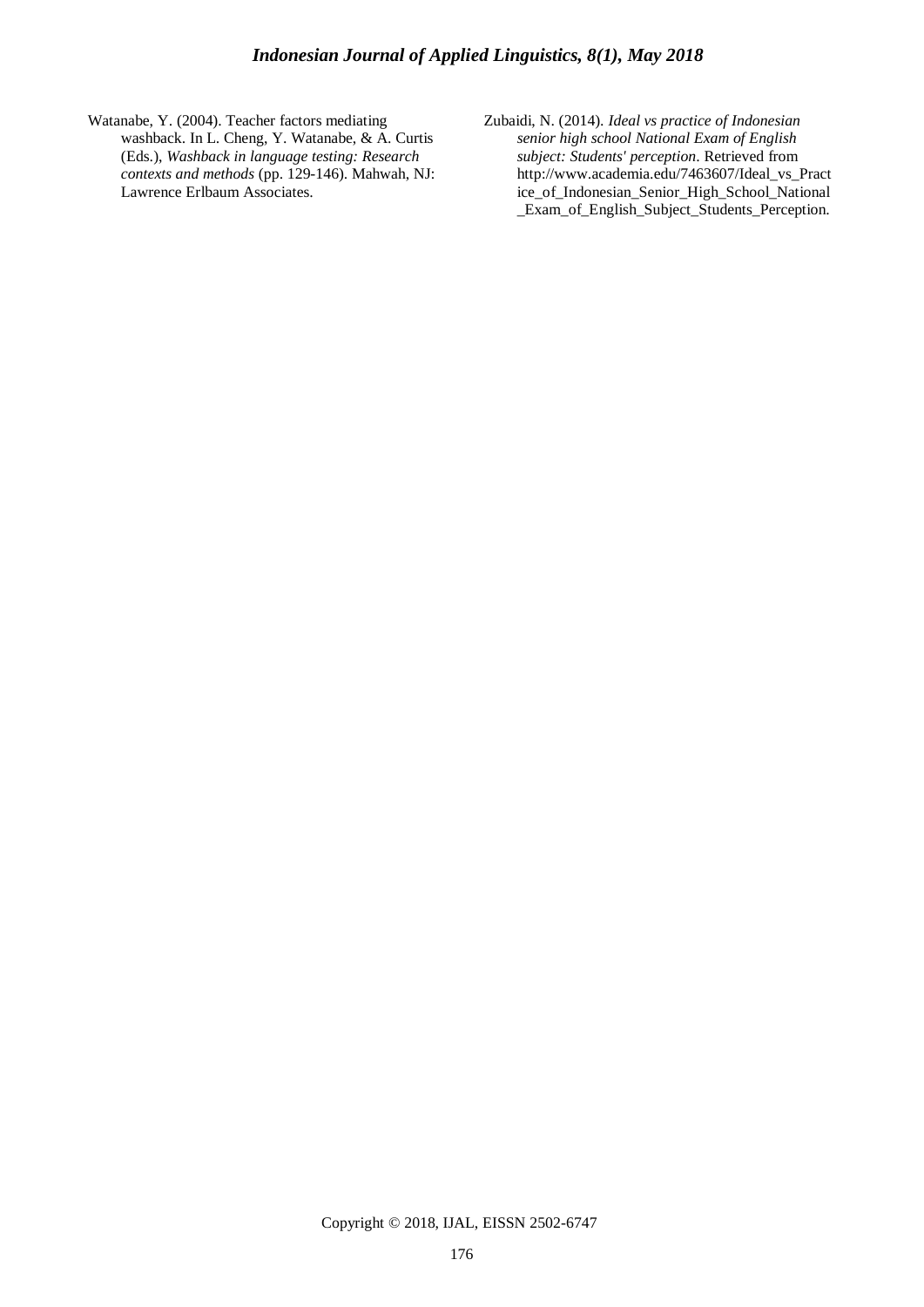Watanabe, Y. (2004). Teacher factors mediating washback. In L. Cheng, Y. Watanabe, & A. Curtis (Eds.), *Washback in language testing: Research contexts and methods* (pp. 129-146). Mahwah, NJ: Lawrence Erlbaum Associates.

Zubaidi, N. (2014). *Ideal vs practice of Indonesian senior high school National Exam of English subject: Students' perception*. Retrieved from http://www.academia.edu/7463607/Ideal_vs_Practice_of_Indonesian_Senior_High_School_National_Exam_of_English_Subject_Students_Perception.